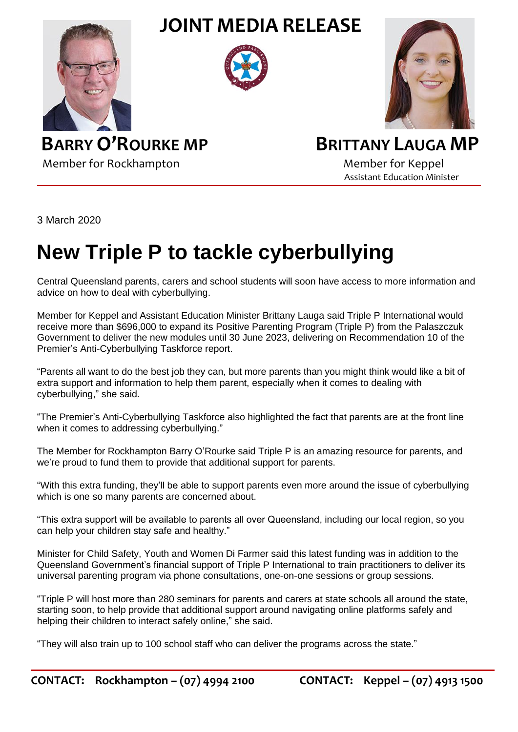# JOINT MEDIA RELEASE

**BARRY O'ROURKE MP**
Member for Rockhampton

**BRITTANY LAUGA MP**
Member for Keppel
Assistant Education Minister

3 March 2020

# New Triple P to tackle cyberbullying

Central Queensland parents, carers and school students will soon have access to more information and advice on how to deal with cyberbullying.

Member for Keppel and Assistant Education Minister Brittany Lauga said Triple P International would receive more than $696,000 to expand its Positive Parenting Program (Triple P) from the Palaszczuk Government to deliver the new modules until 30 June 2023, delivering on Recommendation 10 of the Premier's Anti-Cyberbullying Taskforce report.

"Parents all want to do the best job they can, but more parents than you might think would like a bit of extra support and information to help them parent, especially when it comes to dealing with cyberbullying," she said.

"The Premier's Anti-Cyberbullying Taskforce also highlighted the fact that parents are at the front line when it comes to addressing cyberbullying."

The Member for Rockhampton Barry O'Rourke said Triple P is an amazing resource for parents, and we're proud to fund them to provide that additional support for parents.

"With this extra funding, they'll be able to support parents even more around the issue of cyberbullying which is one so many parents are concerned about.

"This extra support will be available to parents all over Queensland, including our local region, so you can help your children stay safe and healthy."

Minister for Child Safety, Youth and Women Di Farmer said this latest funding was in addition to the Queensland Government's financial support of Triple P International to train practitioners to deliver its universal parenting program via phone consultations, one-on-one sessions or group sessions.

"Triple P will host more than 280 seminars for parents and carers at state schools all around the state, starting soon, to help provide that additional support around navigating online platforms safely and helping their children to interact safely online," she said.

"They will also train up to 100 school staff who can deliver the programs across the state."

**CONTACT: Rockhampton – (07) 4994 2100** **CONTACT: Keppel – (07) 4913 1500**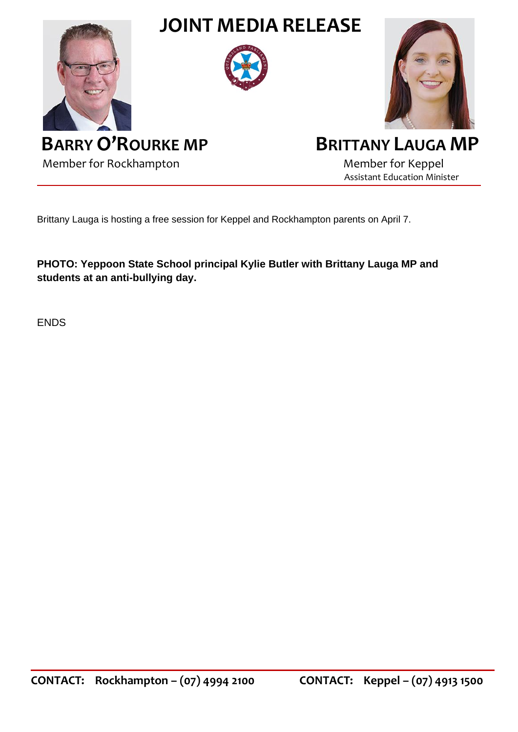# JOINT MEDIA RELEASE

**BARRY O'ROURKE MP**
Member for Rockhampton

**BRITTANY LAUGA MP**
Member for Keppel
Assistant Education Minister

Brittany Lauga is hosting a free session for Keppel and Rockhampton parents on April 7.

**PHOTO: Yeppoon State School principal Kylie Butler with Brittany Lauga MP and students at an anti-bullying day.**

ENDS

**CONTACT: Rockhampton – (07) 4994 2100**

**CONTACT: Keppel – (07) 4913 1500**